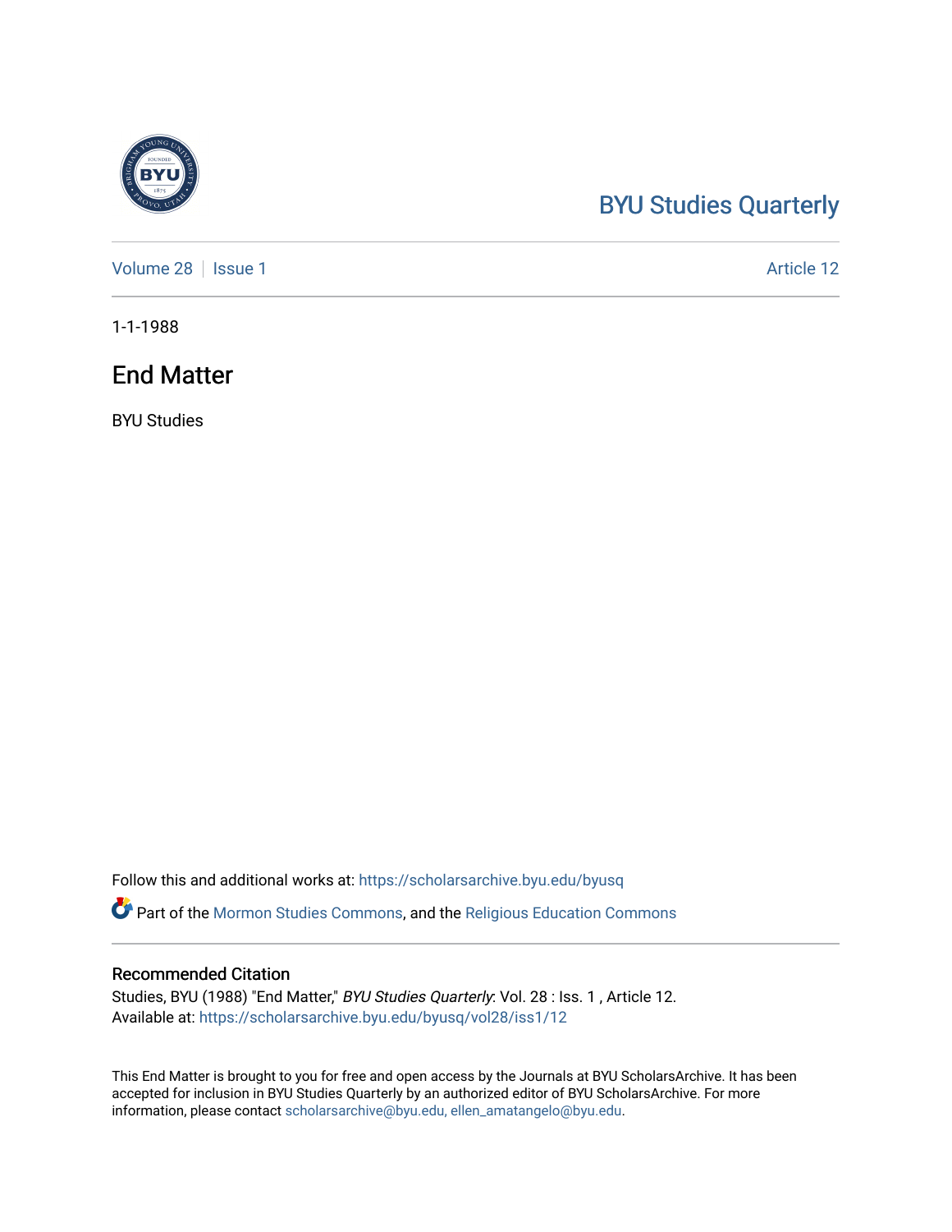BYU Studies Quarterly

Volume 28 | Issue 1 | Article 12

1-1-1988

# End Matter

BYU Studies

Follow this and additional works at: https://scholarsarchive.byu.edu/byusq

Part of the Mormon Studies Commons, and the Religious Education Commons

## Recommended Citation

Studies, BYU (1988) "End Matter," *BYU Studies Quarterly*: Vol. 28 : Iss. 1 , Article 12.
Available at: https://scholarsarchive.byu.edu/byusq/vol28/iss1/12

This End Matter is brought to you for free and open access by the Journals at BYU ScholarsArchive. It has been accepted for inclusion in BYU Studies Quarterly by an authorized editor of BYU ScholarsArchive. For more information, please contact scholarsarchive@byu.edu, ellen_amatangelo@byu.edu.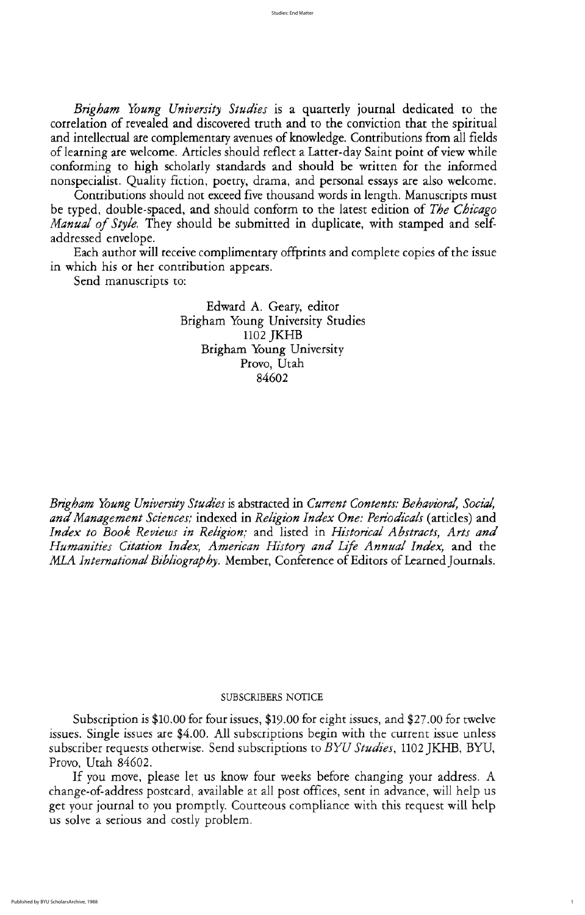*Brigham Young University Studies* is a quarterly journal dedicated to the correlation of revealed and discovered truth and to the conviction that the spiritual and intellectual are complementary avenues of knowledge. Contributions from all fields of learning are welcome. Articles should reflect a Latter-day Saint point of view while conforming to high scholarly standards and should be written for the informed nonspecialist. Quality fiction, poetry, drama, and personal essays are also welcome.

Contributions should not exceed five thousand words in length. Manuscripts must be typed, double-spaced, and should conform to the latest edition of *The Chicago Manual of Style.* They should be submitted in duplicate, with stamped and self-addressed envelope.

Each author will receive complimentary offprints and complete copies of the issue in which his or her contribution appears.

Send manuscripts to:

Edward A. Geary, editor
Brigham Young University Studies
1102 JKHB
Brigham Young University
Provo, Utah
84602

*Brigham Young University Studies* is abstracted in *Current Contents: Behavioral, Social, and Management Sciences;* indexed in *Religion Index One: Periodicals* (articles) and *Index to Book Reviews in Religion;* and listed in *Historical Abstracts, Arts and Humanities Citation Index, American History and Life Annual Index,* and the *MLA International Bibliography.* Member, Conference of Editors of Learned Journals.

## SUBSCRIBERS NOTICE

Subscription is $10.00 for four issues, $19.00 for eight issues, and $27.00 for twelve issues. Single issues are $4.00. All subscriptions begin with the current issue unless subscriber requests otherwise. Send subscriptions to *BYU Studies*, 1102 JKHB, BYU, Provo, Utah 84602.

If you move, please let us know four weeks before changing your address. A change-of-address postcard, available at all post offices, sent in advance, will help us get your journal to you promptly. Courteous compliance with this request will help us solve a serious and costly problem.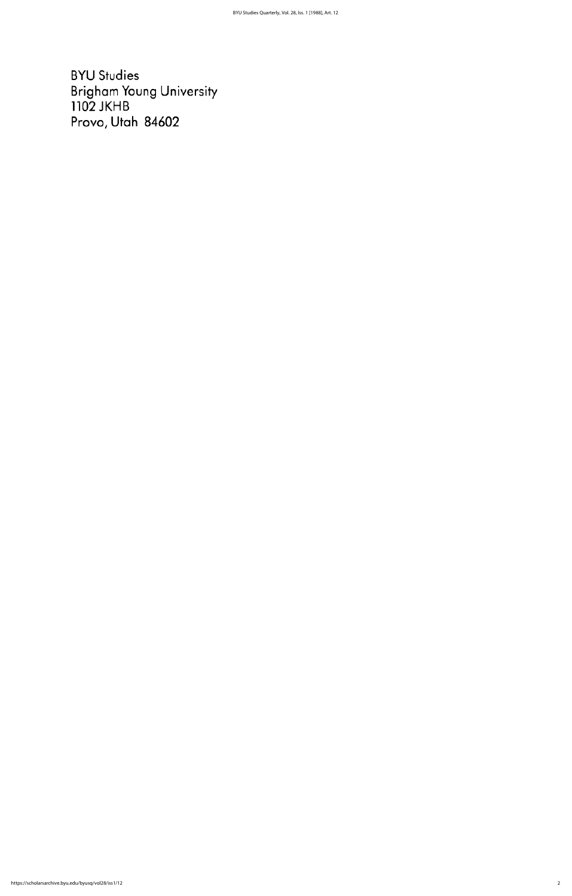BYU Studies
Brigham Young University
1102 JKHB
Provo, Utah 84602